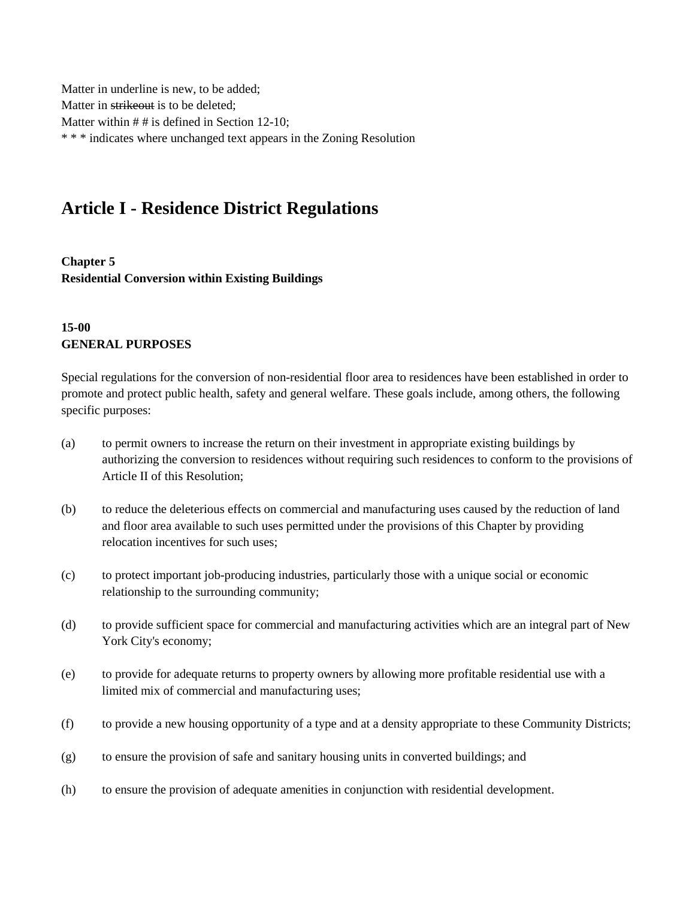Matter in underline is new, to be added;
Matter in ~~strikeout~~ is to be deleted;
Matter within # # is defined in Section 12-10;
* * * indicates where unchanged text appears in the Zoning Resolution

# Article I - Residence District Regulations

**Chapter 5**
**Residential Conversion within Existing Buildings**

**15-00**
**GENERAL PURPOSES**

Special regulations for the conversion of non-residential floor area to residences have been established in order to promote and protect public health, safety and general welfare. These goals include, among others, the following specific purposes:

(a) to permit owners to increase the return on their investment in appropriate existing buildings by authorizing the conversion to residences without requiring such residences to conform to the provisions of Article II of this Resolution;

(b) to reduce the deleterious effects on commercial and manufacturing uses caused by the reduction of land and floor area available to such uses permitted under the provisions of this Chapter by providing relocation incentives for such uses;

(c) to protect important job-producing industries, particularly those with a unique social or economic relationship to the surrounding community;

(d) to provide sufficient space for commercial and manufacturing activities which are an integral part of New York City's economy;

(e) to provide for adequate returns to property owners by allowing more profitable residential use with a limited mix of commercial and manufacturing uses;

(f) to provide a new housing opportunity of a type and at a density appropriate to these Community Districts;

(g) to ensure the provision of safe and sanitary housing units in converted buildings; and

(h) to ensure the provision of adequate amenities in conjunction with residential development.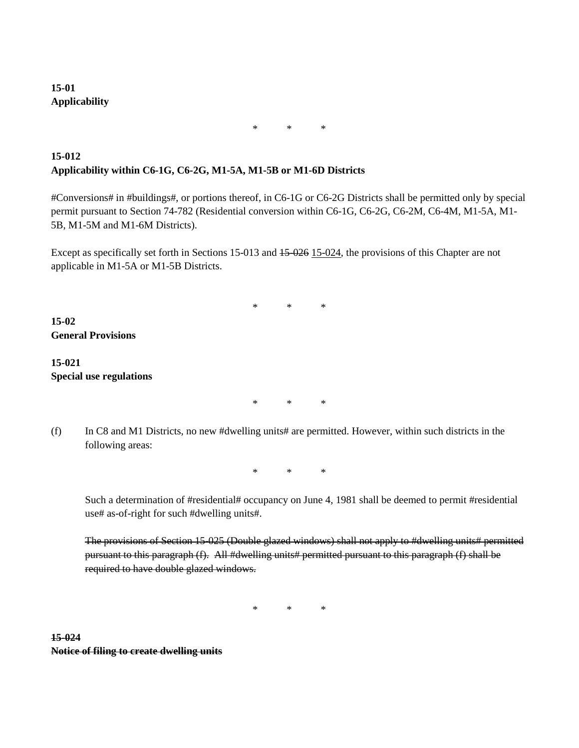**15-01**
**Applicability**

\* \* \*

**15-012**
**Applicability within C6-1G, C6-2G, M1-5A, M1-5B or M1-6D Districts**

#Conversions# in #buildings#, or portions thereof, in C6-1G or C6-2G Districts shall be permitted only by special permit pursuant to Section 74-782 (Residential conversion within C6-1G, C6-2G, C6-2M, C6-4M, M1-5A, M1-5B, M1-5M and M1-6M Districts).

Except as specifically set forth in Sections 15-013 and ~~15-026~~ <u>15-024</u>, the provisions of this Chapter are not applicable in M1-5A or M1-5B Districts.

\* \* \*

**15-02**
**General Provisions**

**15-021**
**Special use regulations**

\* \* \*

(f) In C8 and M1 Districts, no new #dwelling units# are permitted. However, within such districts in the following areas:

\* \* \*

Such a determination of #residential# occupancy on June 4, 1981 shall be deemed to permit #residential use# as-of-right for such #dwelling units#.

~~The provisions of Section 15-025 (Double glazed windows) shall not apply to #dwelling units# permitted pursuant to this paragraph (f). All #dwelling units# permitted pursuant to this paragraph (f) shall be required to have double glazed windows.~~

\* \* \*

~~**15-024**~~
~~**Notice of filing to create dwelling units**~~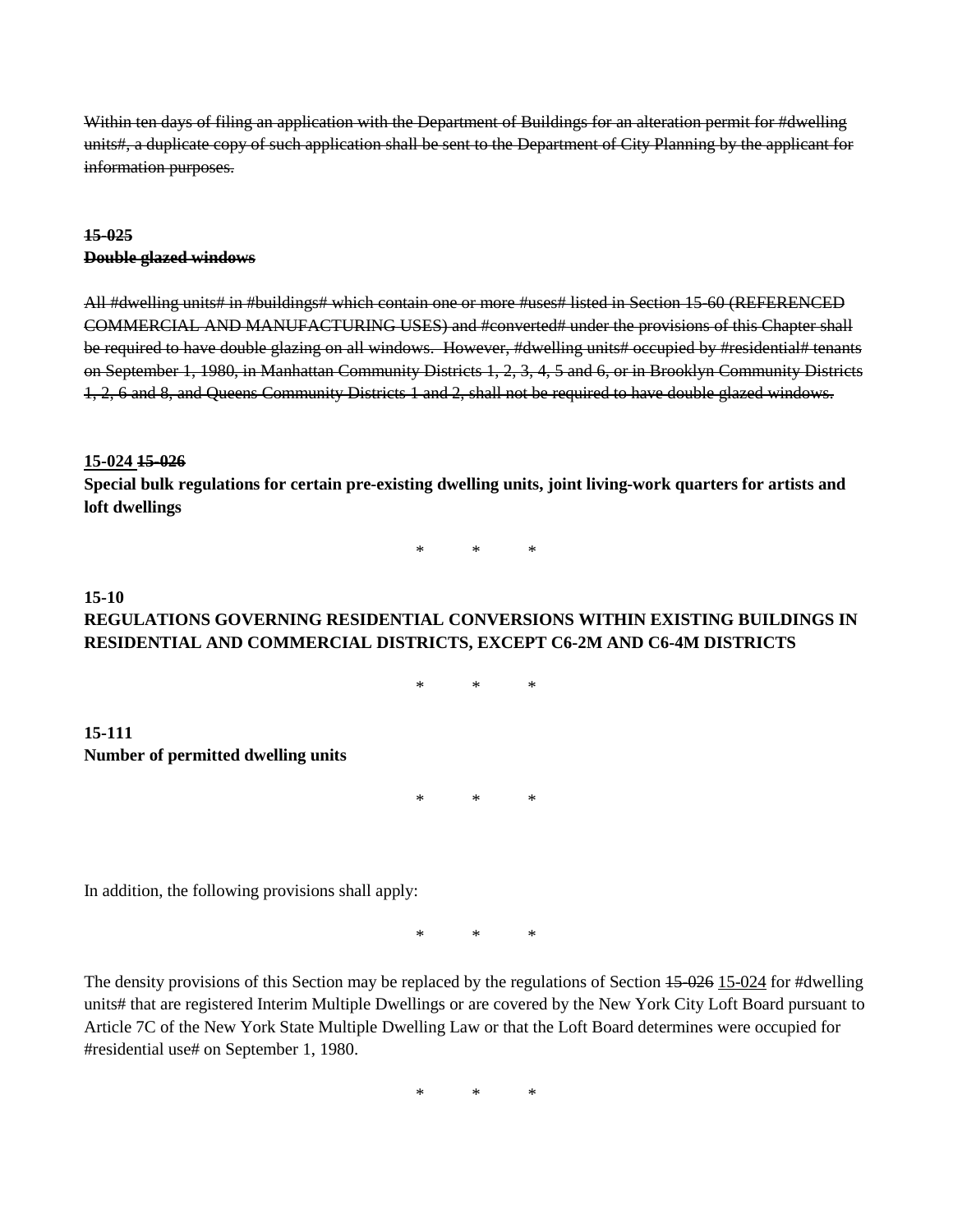~~Within ten days of filing an application with the Department of Buildings for an alteration permit for #dwelling units#, a duplicate copy of such application shall be sent to the Department of City Planning by the applicant for information purposes.~~

~~**15-025**~~
~~**Double glazed windows**~~

~~All #dwelling units# in #buildings# which contain one or more #uses# listed in Section 15-60 (REFERENCED COMMERCIAL AND MANUFACTURING USES) and #converted# under the provisions of this Chapter shall be required to have double glazing on all windows. However, #dwelling units# occupied by #residential# tenants on September 1, 1980, in Manhattan Community Districts 1, 2, 3, 4, 5 and 6, or in Brooklyn Community Districts 1, 2, 6 and 8, and Queens Community Districts 1 and 2, shall not be required to have double glazed windows.~~

<u>**15-024**</u> ~~**15-026**~~
**Special bulk regulations for certain pre-existing dwelling units, joint living-work quarters for artists and loft dwellings**

\* \* \*

**15-10**
**REGULATIONS GOVERNING RESIDENTIAL CONVERSIONS WITHIN EXISTING BUILDINGS IN RESIDENTIAL AND COMMERCIAL DISTRICTS, EXCEPT C6-2M AND C6-4M DISTRICTS**

\* \* \*

**15-111**
**Number of permitted dwelling units**

\* \* \*

In addition, the following provisions shall apply:

\* \* \*

The density provisions of this Section may be replaced by the regulations of Section ~~15-026~~ <u>15-024</u> for #dwelling units# that are registered Interim Multiple Dwellings or are covered by the New York City Loft Board pursuant to Article 7C of the New York State Multiple Dwelling Law or that the Loft Board determines were occupied for #residential use# on September 1, 1980.

\* \* \*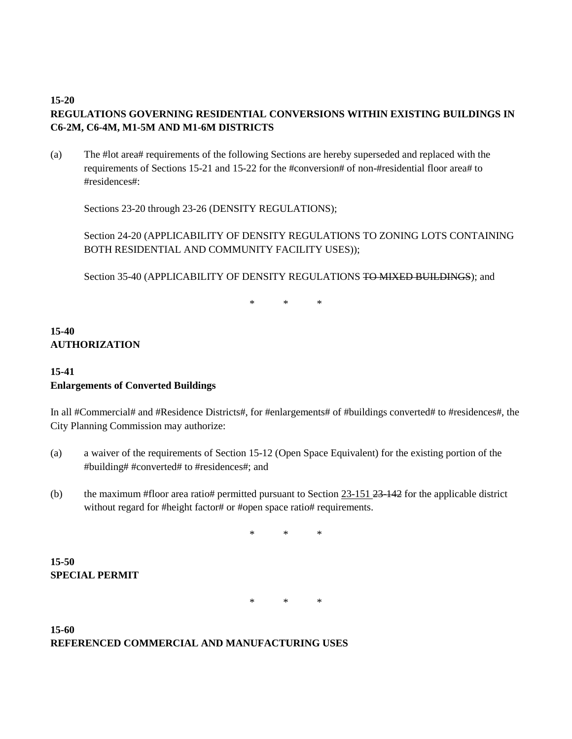**15-20**
**REGULATIONS GOVERNING RESIDENTIAL CONVERSIONS WITHIN EXISTING BUILDINGS IN C6-2M, C6-4M, M1-5M AND M1-6M DISTRICTS**

(a) The #lot area# requirements of the following Sections are hereby superseded and replaced with the requirements of Sections 15-21 and 15-22 for the #conversion# of non-#residential floor area# to #residences#:

Sections 23-20 through 23-26 (DENSITY REGULATIONS);

Section 24-20 (APPLICABILITY OF DENSITY REGULATIONS TO ZONING LOTS CONTAINING BOTH RESIDENTIAL AND COMMUNITY FACILITY USES));

Section 35-40 (APPLICABILITY OF DENSITY REGULATIONS ~~TO MIXED BUILDINGS~~); and

\* \* \*

**15-40**
**AUTHORIZATION**

**15-41**
**Enlargements of Converted Buildings**

In all #Commercial# and #Residence Districts#, for #enlargements# of #buildings converted# to #residences#, the City Planning Commission may authorize:

(a) a waiver of the requirements of Section 15-12 (Open Space Equivalent) for the existing portion of the #building# #converted# to #residences#; and

(b) the maximum #floor area ratio# permitted pursuant to Section <u>23-151</u> ~~23-142~~ for the applicable district without regard for #height factor# or #open space ratio# requirements.

\* \* \*

**15-50**
**SPECIAL PERMIT**

\* \* \*

**15-60**
**REFERENCED COMMERCIAL AND MANUFACTURING USES**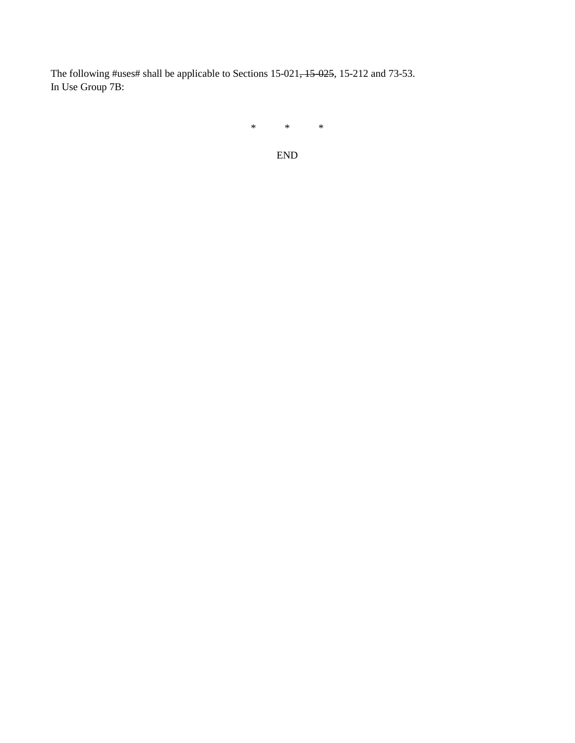The following #uses# shall be applicable to Sections 15-021~~, 15-025~~, 15-212 and 73-53.
In Use Group 7B:

\*　　\*　　\*

END